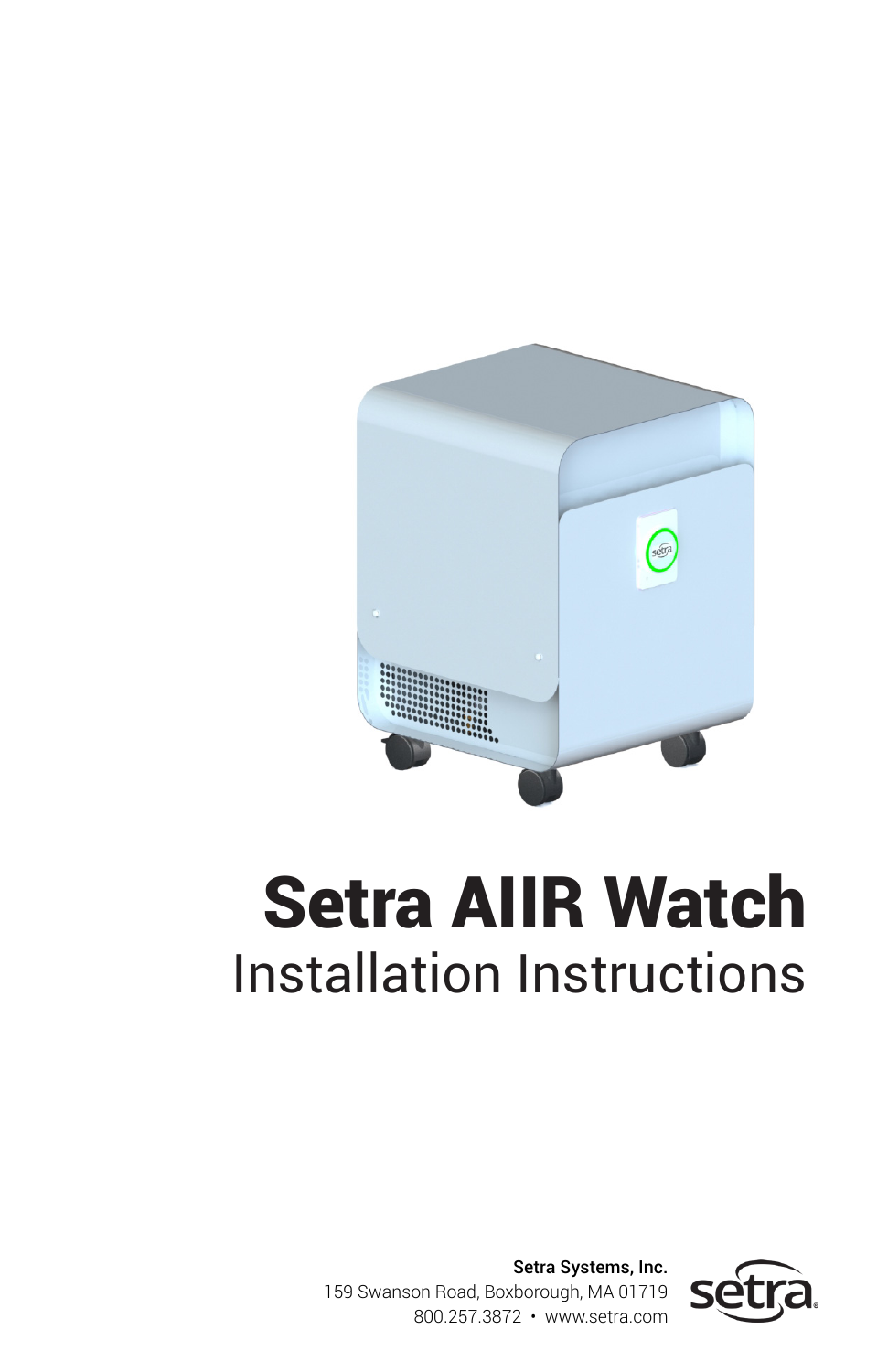# Setra AIIR Watch

## Installation Instructions

**Setra Systems, Inc.**
159 Swanson Road, Boxborough, MA 01719
800.257.3872 • www.setra.com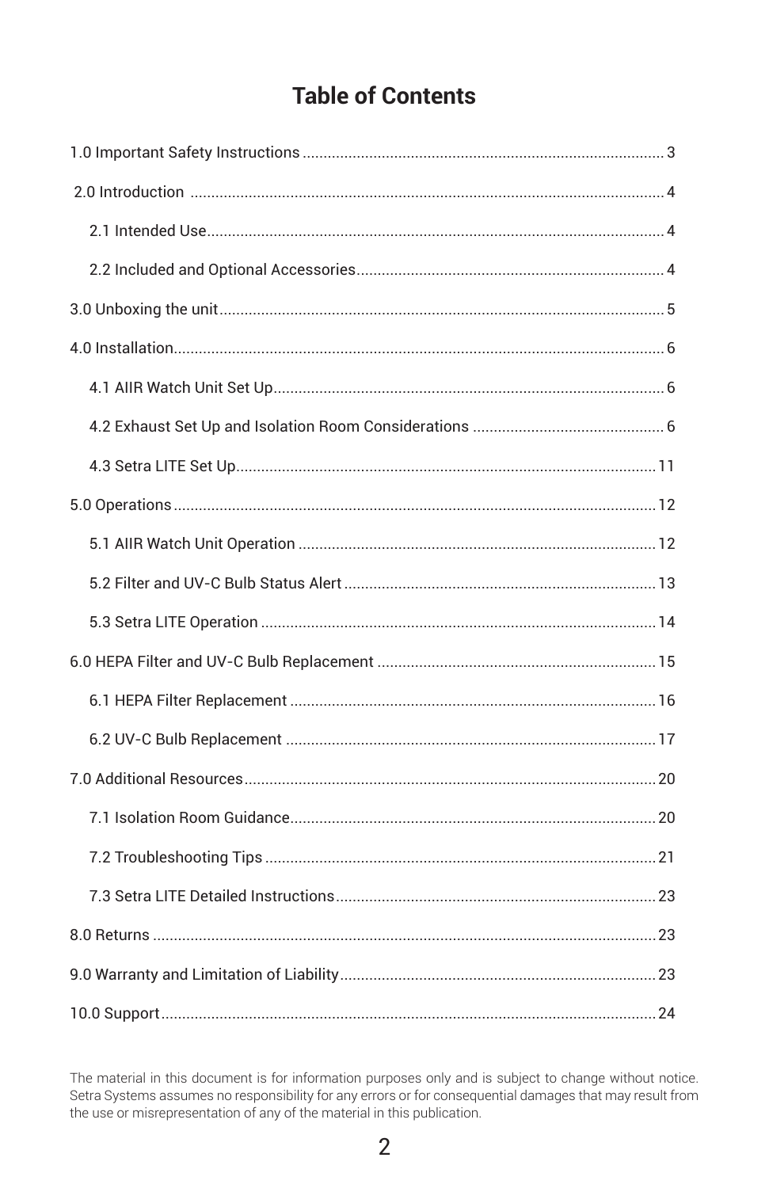# Table of Contents

1.0 Important Safety Instructions ........................................................................................ 3

2.0 Introduction ........................................................................................ 4

- 2.1 Intended Use ........................................................................................ 4
- 2.2 Included and Optional Accessories ........................................................................................ 4

3.0 Unboxing the unit ........................................................................................ 5

4.0 Installation ........................................................................................ 6

- 4.1 AIIR Watch Unit Set Up ........................................................................................ 6
- 4.2 Exhaust Set Up and Isolation Room Considerations ........................................................................................ 6
- 4.3 Setra LITE Set Up ........................................................................................ 11

5.0 Operations ........................................................................................ 12

- 5.1 AIIR Watch Unit Operation ........................................................................................ 12
- 5.2 Filter and UV-C Bulb Status Alert ........................................................................................ 13
- 5.3 Setra LITE Operation ........................................................................................ 14

6.0 HEPA Filter and UV-C Bulb Replacement ........................................................................................ 15

- 6.1 HEPA Filter Replacement ........................................................................................ 16
- 6.2 UV-C Bulb Replacement ........................................................................................ 17

7.0 Additional Resources ........................................................................................ 20

- 7.1 Isolation Room Guidance ........................................................................................ 20
- 7.2 Troubleshooting Tips ........................................................................................ 21
- 7.3 Setra LITE Detailed Instructions ........................................................................................ 23

8.0 Returns ........................................................................................ 23

9.0 Warranty and Limitation of Liability ........................................................................................ 23

10.0 Support ........................................................................................ 24

The material in this document is for information purposes only and is subject to change without notice. Setra Systems assumes no responsibility for any errors or for consequential damages that may result from the use or misrepresentation of any of the material in this publication.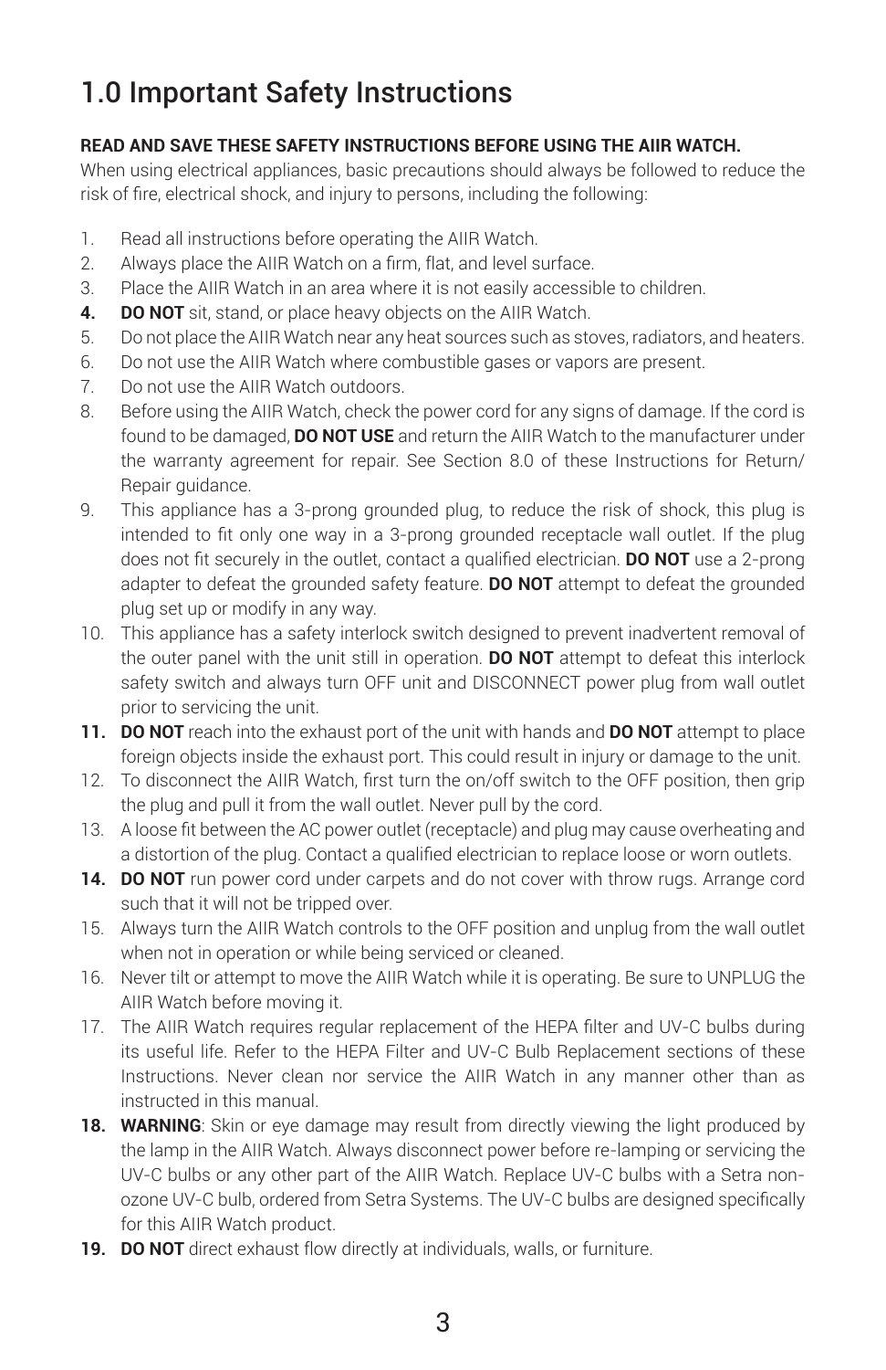# 1.0 Important Safety Instructions

**READ AND SAVE THESE SAFETY INSTRUCTIONS BEFORE USING THE AIIR WATCH.**
When using electrical appliances, basic precautions should always be followed to reduce the risk of fire, electrical shock, and injury to persons, including the following:

1. Read all instructions before operating the AIIR Watch.
2. Always place the AIIR Watch on a firm, flat, and level surface.
3. Place the AIIR Watch in an area where it is not easily accessible to children.
4. **DO NOT** sit, stand, or place heavy objects on the AIIR Watch.
5. Do not place the AIIR Watch near any heat sources such as stoves, radiators, and heaters.
6. Do not use the AIIR Watch where combustible gases or vapors are present.
7. Do not use the AIIR Watch outdoors.
8. Before using the AIIR Watch, check the power cord for any signs of damage. If the cord is found to be damaged, **DO NOT USE** and return the AIIR Watch to the manufacturer under the warranty agreement for repair. See Section 8.0 of these Instructions for Return/Repair guidance.
9. This appliance has a 3-prong grounded plug, to reduce the risk of shock, this plug is intended to fit only one way in a 3-prong grounded receptacle wall outlet. If the plug does not fit securely in the outlet, contact a qualified electrician. **DO NOT** use a 2-prong adapter to defeat the grounded safety feature. **DO NOT** attempt to defeat the grounded plug set up or modify in any way.
10. This appliance has a safety interlock switch designed to prevent inadvertent removal of the outer panel with the unit still in operation. **DO NOT** attempt to defeat this interlock safety switch and always turn OFF unit and DISCONNECT power plug from wall outlet prior to servicing the unit.
11. **DO NOT** reach into the exhaust port of the unit with hands and **DO NOT** attempt to place foreign objects inside the exhaust port. This could result in injury or damage to the unit.
12. To disconnect the AIIR Watch, first turn the on/off switch to the OFF position, then grip the plug and pull it from the wall outlet. Never pull by the cord.
13. A loose fit between the AC power outlet (receptacle) and plug may cause overheating and a distortion of the plug. Contact a qualified electrician to replace loose or worn outlets.
14. **DO NOT** run power cord under carpets and do not cover with throw rugs. Arrange cord such that it will not be tripped over.
15. Always turn the AIIR Watch controls to the OFF position and unplug from the wall outlet when not in operation or while being serviced or cleaned.
16. Never tilt or attempt to move the AIIR Watch while it is operating. Be sure to UNPLUG the AIIR Watch before moving it.
17. The AIIR Watch requires regular replacement of the HEPA filter and UV-C bulbs during its useful life. Refer to the HEPA Filter and UV-C Bulb Replacement sections of these Instructions. Never clean nor service the AIIR Watch in any manner other than as instructed in this manual.
18. **WARNING**: Skin or eye damage may result from directly viewing the light produced by the lamp in the AIIR Watch. Always disconnect power before re-lamping or servicing the UV-C bulbs or any other part of the AIIR Watch. Replace UV-C bulbs with a Setra non-ozone UV-C bulb, ordered from Setra Systems. The UV-C bulbs are designed specifically for this AIIR Watch product.
19. **DO NOT** direct exhaust flow directly at individuals, walls, or furniture.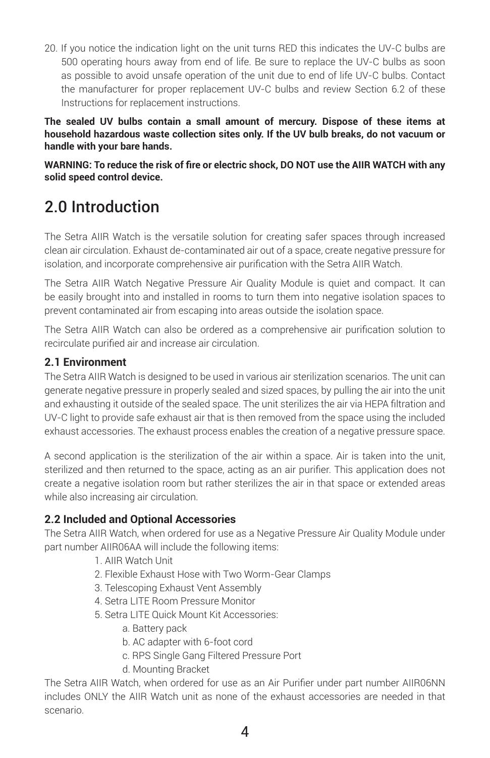20. If you notice the indication light on the unit turns RED this indicates the UV-C bulbs are 500 operating hours away from end of life. Be sure to replace the UV-C bulbs as soon as possible to avoid unsafe operation of the unit due to end of life UV-C bulbs. Contact the manufacturer for proper replacement UV-C bulbs and review Section 6.2 of these Instructions for replacement instructions.

**The sealed UV bulbs contain a small amount of mercury. Dispose of these items at household hazardous waste collection sites only. If the UV bulb breaks, do not vacuum or handle with your bare hands.**

**WARNING: To reduce the risk of fire or electric shock, DO NOT use the AIIR WATCH with any solid speed control device.**

# 2.0 Introduction

The Setra AIIR Watch is the versatile solution for creating safer spaces through increased clean air circulation. Exhaust de-contaminated air out of a space, create negative pressure for isolation, and incorporate comprehensive air purification with the Setra AIIR Watch.

The Setra AIIR Watch Negative Pressure Air Quality Module is quiet and compact. It can be easily brought into and installed in rooms to turn them into negative isolation spaces to prevent contaminated air from escaping into areas outside the isolation space.

The Setra AIIR Watch can also be ordered as a comprehensive air purification solution to recirculate purified air and increase air circulation.

### 2.1 Environment

The Setra AIIR Watch is designed to be used in various air sterilization scenarios. The unit can generate negative pressure in properly sealed and sized spaces, by pulling the air into the unit and exhausting it outside of the sealed space. The unit sterilizes the air via HEPA filtration and UV-C light to provide safe exhaust air that is then removed from the space using the included exhaust accessories. The exhaust process enables the creation of a negative pressure space.

A second application is the sterilization of the air within a space. Air is taken into the unit, sterilized and then returned to the space, acting as an air purifier. This application does not create a negative isolation room but rather sterilizes the air in that space or extended areas while also increasing air circulation.

### 2.2 Included and Optional Accessories

The Setra AIIR Watch, when ordered for use as a Negative Pressure Air Quality Module under part number AIIR06AA will include the following items:

1. AIIR Watch Unit
2. Flexible Exhaust Hose with Two Worm-Gear Clamps
3. Telescoping Exhaust Vent Assembly
4. Setra LITE Room Pressure Monitor
5. Setra LITE Quick Mount Kit Accessories:
    a. Battery pack
    b. AC adapter with 6-foot cord
    c. RPS Single Gang Filtered Pressure Port
    d. Mounting Bracket

The Setra AIIR Watch, when ordered for use as an Air Purifier under part number AIIR06NN includes ONLY the AIIR Watch unit as none of the exhaust accessories are needed in that scenario.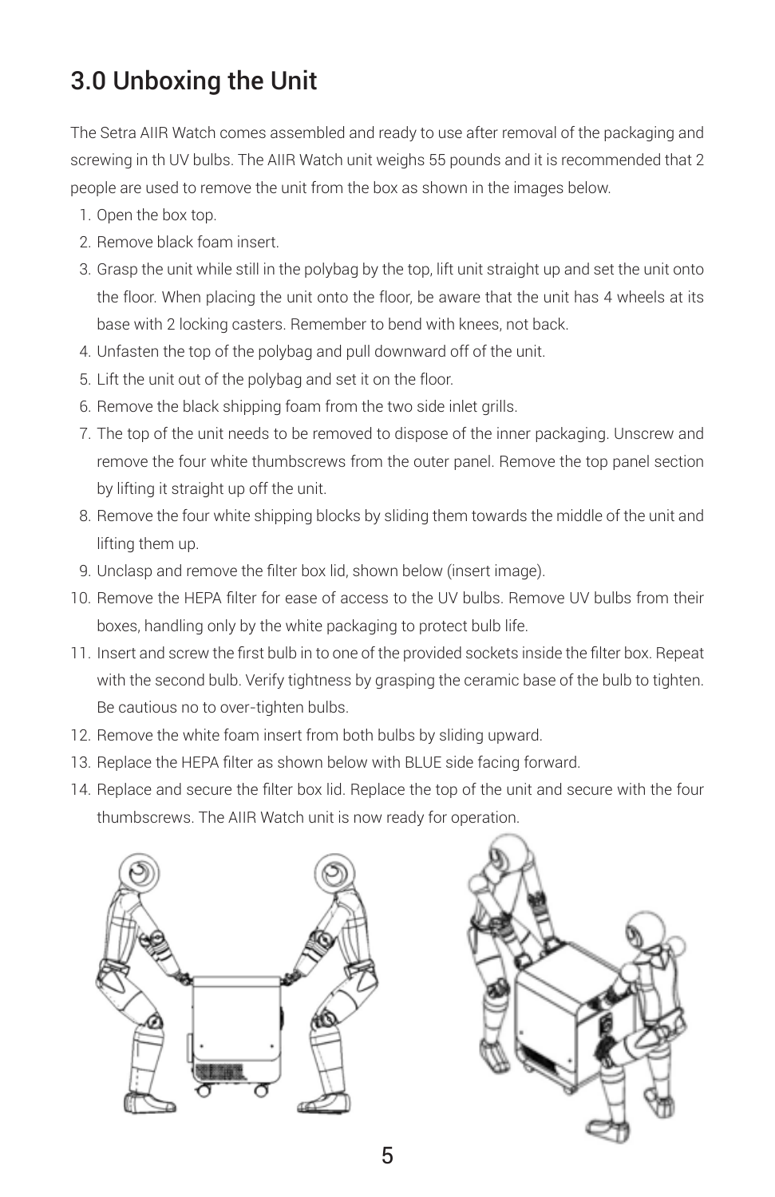## 3.0 Unboxing the Unit

The Setra AIIR Watch comes assembled and ready to use after removal of the packaging and screwing in th UV bulbs. The AIIR Watch unit weighs 55 pounds and it is recommended that 2 people are used to remove the unit from the box as shown in the images below.

1. Open the box top.
2. Remove black foam insert.
3. Grasp the unit while still in the polybag by the top, lift unit straight up and set the unit onto the floor. When placing the unit onto the floor, be aware that the unit has 4 wheels at its base with 2 locking casters. Remember to bend with knees, not back.
4. Unfasten the top of the polybag and pull downward off of the unit.
5. Lift the unit out of the polybag and set it on the floor.
6. Remove the black shipping foam from the two side inlet grills.
7. The top of the unit needs to be removed to dispose of the inner packaging. Unscrew and remove the four white thumbscrews from the outer panel. Remove the top panel section by lifting it straight up off the unit.
8. Remove the four white shipping blocks by sliding them towards the middle of the unit and lifting them up.
9. Unclasp and remove the filter box lid, shown below (insert image).
10. Remove the HEPA filter for ease of access to the UV bulbs. Remove UV bulbs from their boxes, handling only by the white packaging to protect bulb life.
11. Insert and screw the first bulb in to one of the provided sockets inside the filter box. Repeat with the second bulb. Verify tightness by grasping the ceramic base of the bulb to tighten. Be cautious no to over-tighten bulbs.
12. Remove the white foam insert from both bulbs by sliding upward.
13. Replace the HEPA filter as shown below with BLUE side facing forward.
14. Replace and secure the filter box lid. Replace the top of the unit and secure with the four thumbscrews. The AIIR Watch unit is now ready for operation.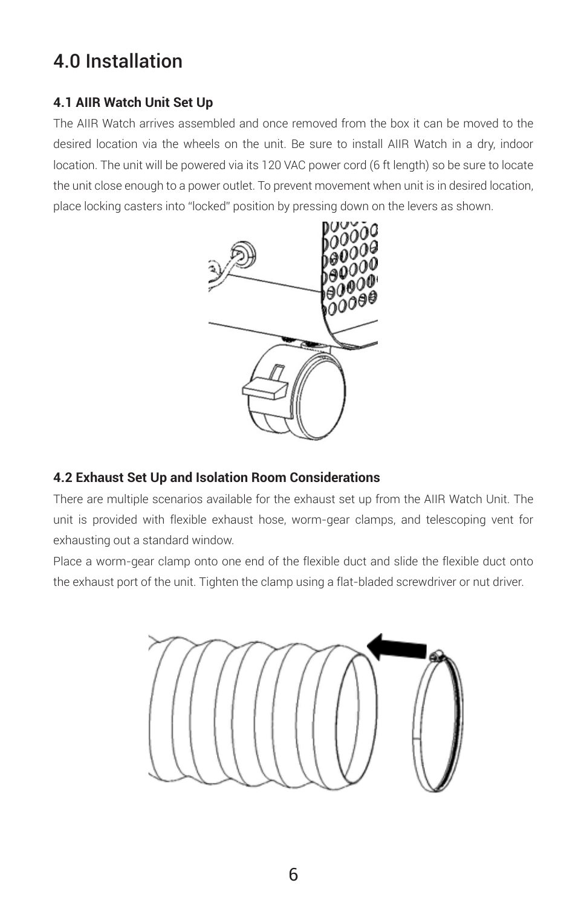# 4.0 Installation

### 4.1 AIIR Watch Unit Set Up

The AIIR Watch arrives assembled and once removed from the box it can be moved to the desired location via the wheels on the unit. Be sure to install AIIR Watch in a dry, indoor location. The unit will be powered via its 120 VAC power cord (6 ft length) so be sure to locate the unit close enough to a power outlet. To prevent movement when unit is in desired location, place locking casters into "locked" position by pressing down on the levers as shown.

### 4.2 Exhaust Set Up and Isolation Room Considerations

There are multiple scenarios available for the exhaust set up from the AIIR Watch Unit. The unit is provided with flexible exhaust hose, worm-gear clamps, and telescoping vent for exhausting out a standard window.

Place a worm-gear clamp onto one end of the flexible duct and slide the flexible duct onto the exhaust port of the unit. Tighten the clamp using a flat-bladed screwdriver or nut driver.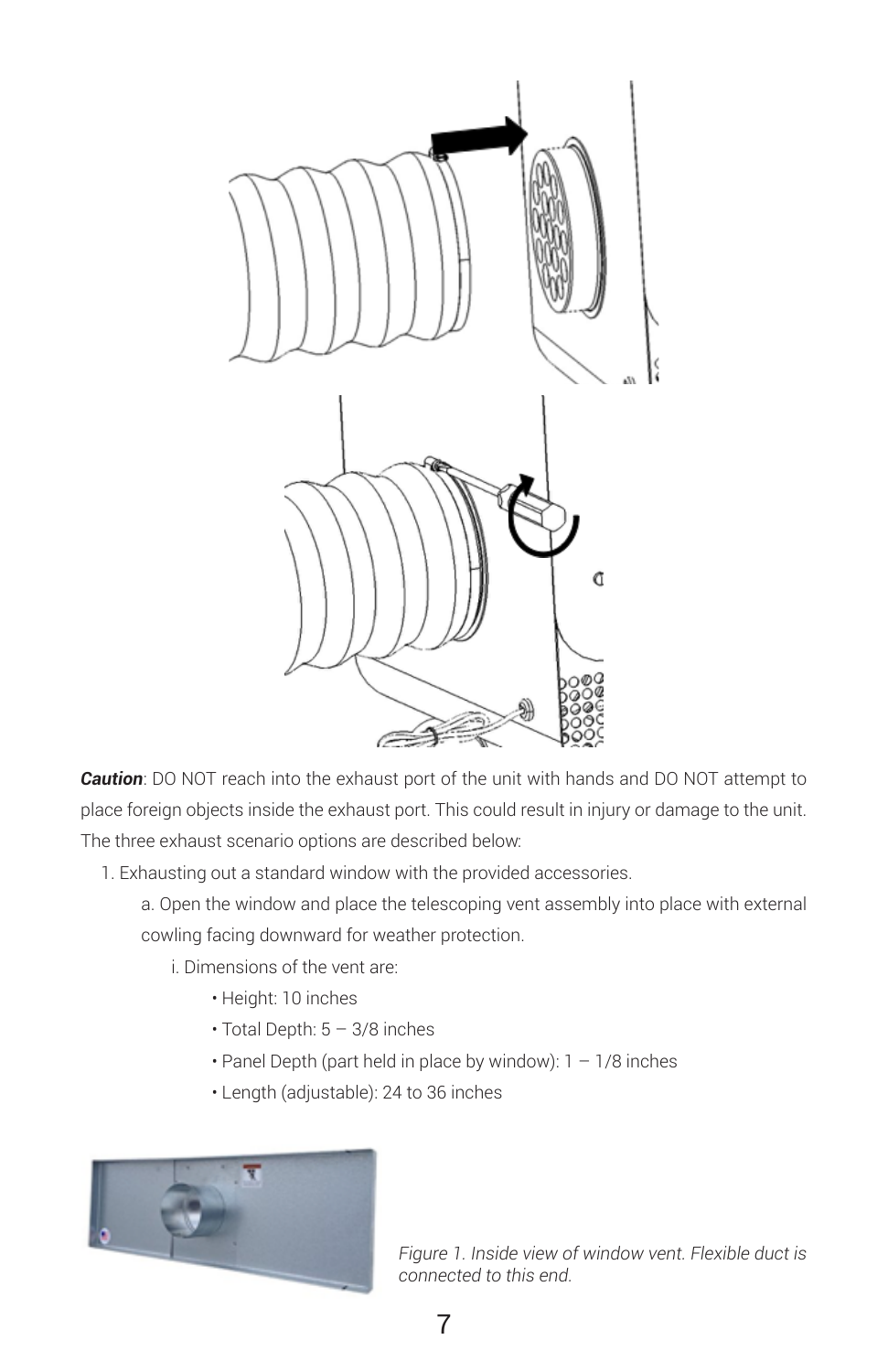***Caution***: DO NOT reach into the exhaust port of the unit with hands and DO NOT attempt to place foreign objects inside the exhaust port. This could result in injury or damage to the unit. The three exhaust scenario options are described below:

1. Exhausting out a standard window with the provided accessories.
    a. Open the window and place the telescoping vent assembly into place with external cowling facing downward for weather protection.
        i. Dimensions of the vent are:
            - Height: 10 inches
            - Total Depth: 5 – 3/8 inches
            - Panel Depth (part held in place by window): 1 – 1/8 inches
            - Length (adjustable): 24 to 36 inches

*Figure 1. Inside view of window vent. Flexible duct is connected to this end.*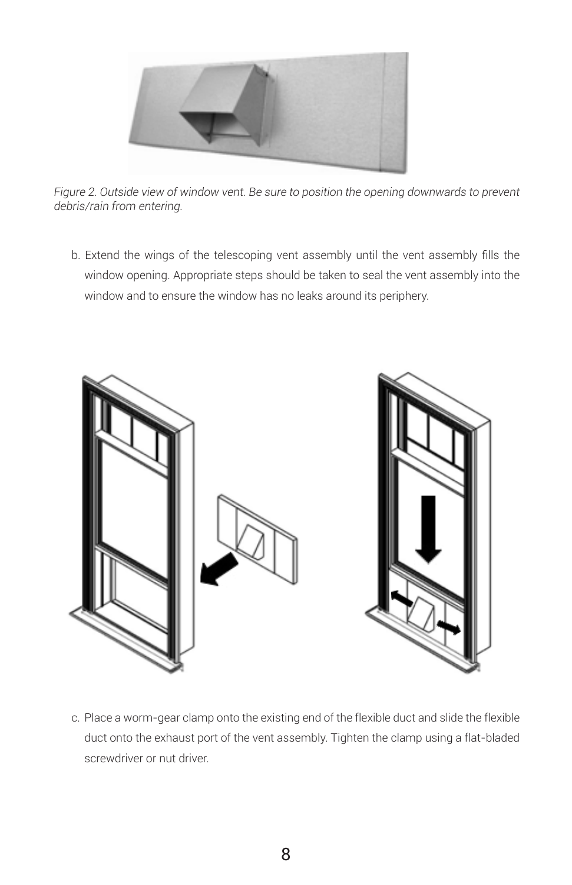*Figure 2. Outside view of window vent. Be sure to position the opening downwards to prevent debris/rain from entering.*

b. Extend the wings of the telescoping vent assembly until the vent assembly fills the window opening. Appropriate steps should be taken to seal the vent assembly into the window and to ensure the window has no leaks around its periphery.

c. Place a worm-gear clamp onto the existing end of the flexible duct and slide the flexible duct onto the exhaust port of the vent assembly. Tighten the clamp using a flat-bladed screwdriver or nut driver.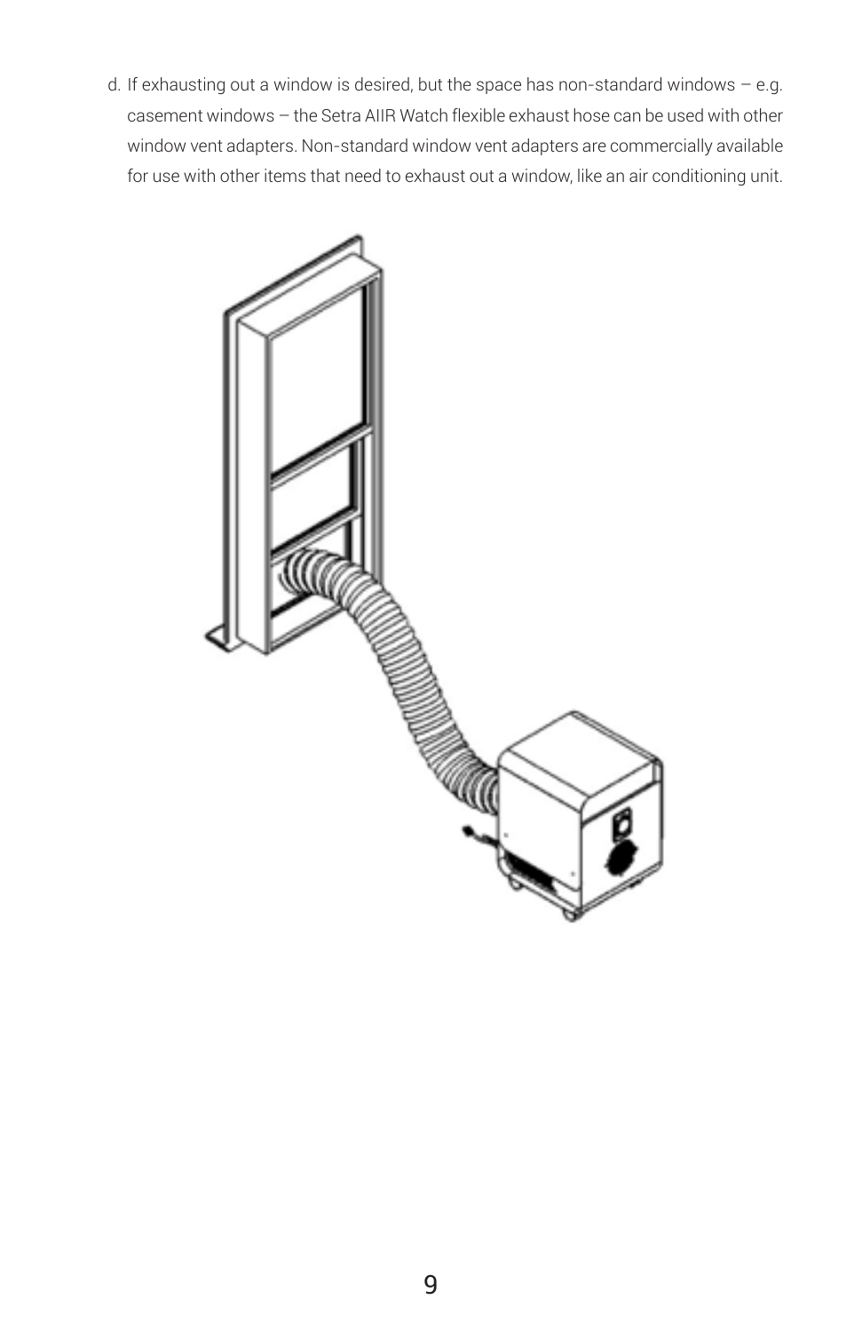d. If exhausting out a window is desired, but the space has non-standard windows – e.g. casement windows – the Setra AIIR Watch flexible exhaust hose can be used with other window vent adapters. Non-standard window vent adapters are commercially available for use with other items that need to exhaust out a window, like an air conditioning unit.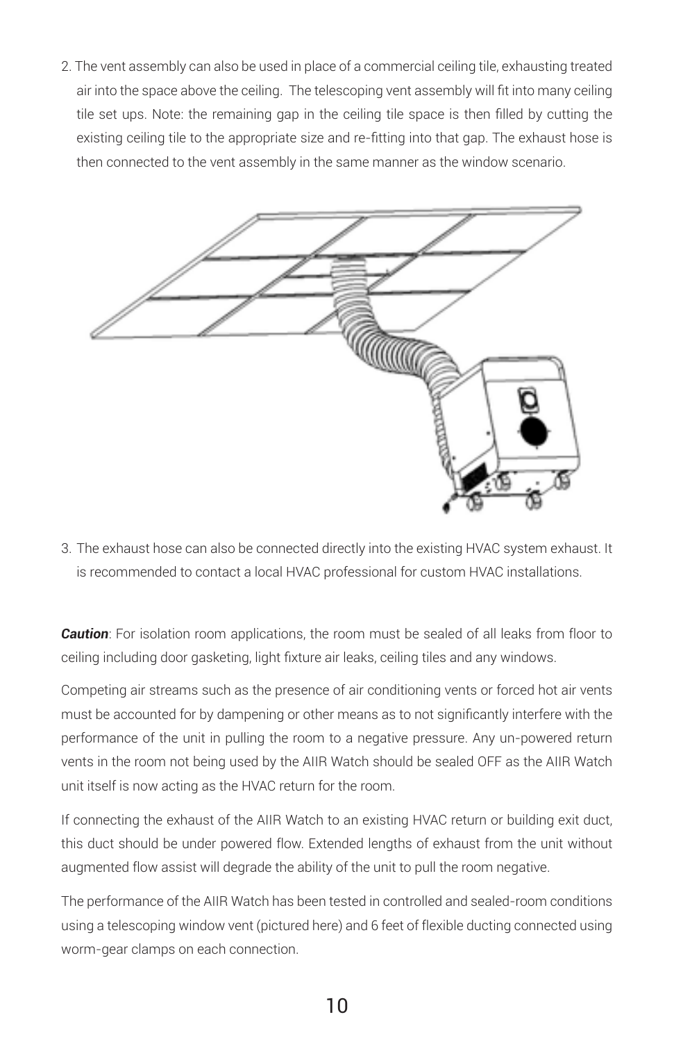2. The vent assembly can also be used in place of a commercial ceiling tile, exhausting treated air into the space above the ceiling. The telescoping vent assembly will fit into many ceiling tile set ups. Note: the remaining gap in the ceiling tile space is then filled by cutting the existing ceiling tile to the appropriate size and re-fitting into that gap. The exhaust hose is then connected to the vent assembly in the same manner as the window scenario.

3. The exhaust hose can also be connected directly into the existing HVAC system exhaust. It is recommended to contact a local HVAC professional for custom HVAC installations.

***Caution***: For isolation room applications, the room must be sealed of all leaks from floor to ceiling including door gasketing, light fixture air leaks, ceiling tiles and any windows.

Competing air streams such as the presence of air conditioning vents or forced hot air vents must be accounted for by dampening or other means as to not significantly interfere with the performance of the unit in pulling the room to a negative pressure. Any un-powered return vents in the room not being used by the AIIR Watch should be sealed OFF as the AIIR Watch unit itself is now acting as the HVAC return for the room.

If connecting the exhaust of the AIIR Watch to an existing HVAC return or building exit duct, this duct should be under powered flow. Extended lengths of exhaust from the unit without augmented flow assist will degrade the ability of the unit to pull the room negative.

The performance of the AIIR Watch has been tested in controlled and sealed-room conditions using a telescoping window vent (pictured here) and 6 feet of flexible ducting connected using worm-gear clamps on each connection.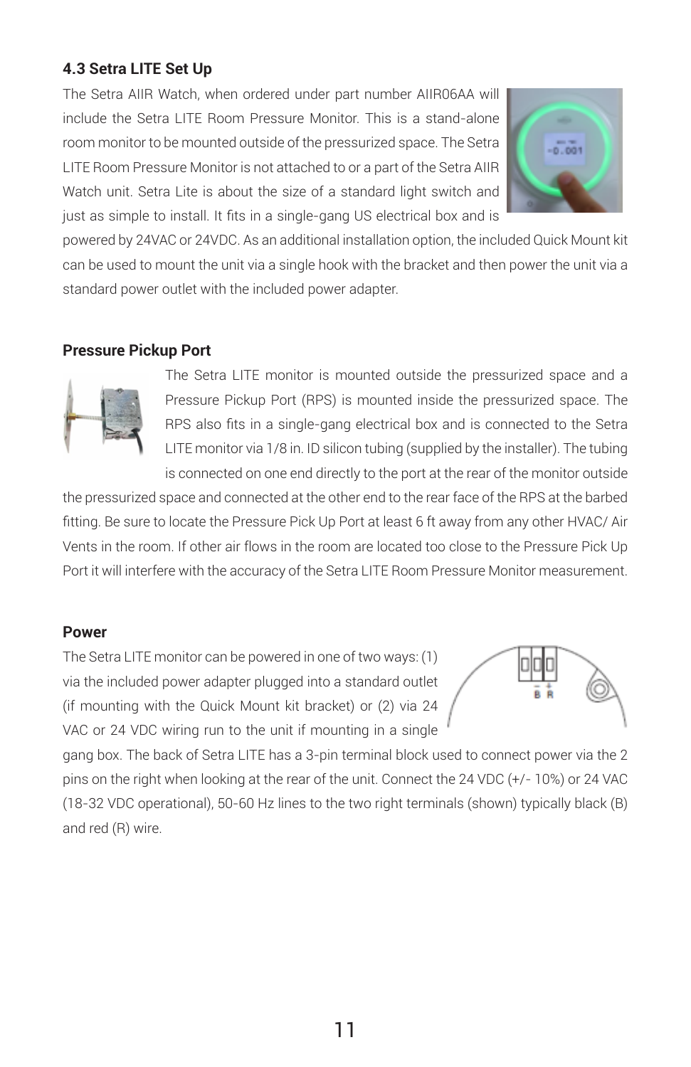### 4.3 Setra LITE Set Up

The Setra AIIR Watch, when ordered under part number AIIR06AA will include the Setra LITE Room Pressure Monitor. This is a stand-alone room monitor to be mounted outside of the pressurized space. The Setra LITE Room Pressure Monitor is not attached to or a part of the Setra AIIR Watch unit. Setra Lite is about the size of a standard light switch and just as simple to install. It fits in a single-gang US electrical box and is powered by 24VAC or 24VDC. As an additional installation option, the included Quick Mount kit can be used to mount the unit via a single hook with the bracket and then power the unit via a standard power outlet with the included power adapter.

#### Pressure Pickup Port

The Setra LITE monitor is mounted outside the pressurized space and a Pressure Pickup Port (RPS) is mounted inside the pressurized space. The RPS also fits in a single-gang electrical box and is connected to the Setra LITE monitor via 1/8 in. ID silicon tubing (supplied by the installer). The tubing is connected on one end directly to the port at the rear of the monitor outside the pressurized space and connected at the other end to the rear face of the RPS at the barbed fitting. Be sure to locate the Pressure Pick Up Port at least 6 ft away from any other HVAC/ Air Vents in the room. If other air flows in the room are located too close to the Pressure Pick Up Port it will interfere with the accuracy of the Setra LITE Room Pressure Monitor measurement.

#### Power

The Setra LITE monitor can be powered in one of two ways: (1) via the included power adapter plugged into a standard outlet (if mounting with the Quick Mount kit bracket) or (2) via 24 VAC or 24 VDC wiring run to the unit if mounting in a single gang box. The back of Setra LITE has a 3-pin terminal block used to connect power via the 2 pins on the right when looking at the rear of the unit. Connect the 24 VDC (+/- 10%) or 24 VAC (18-32 VDC operational), 50-60 Hz lines to the two right terminals (shown) typically black (B) and red (R) wire.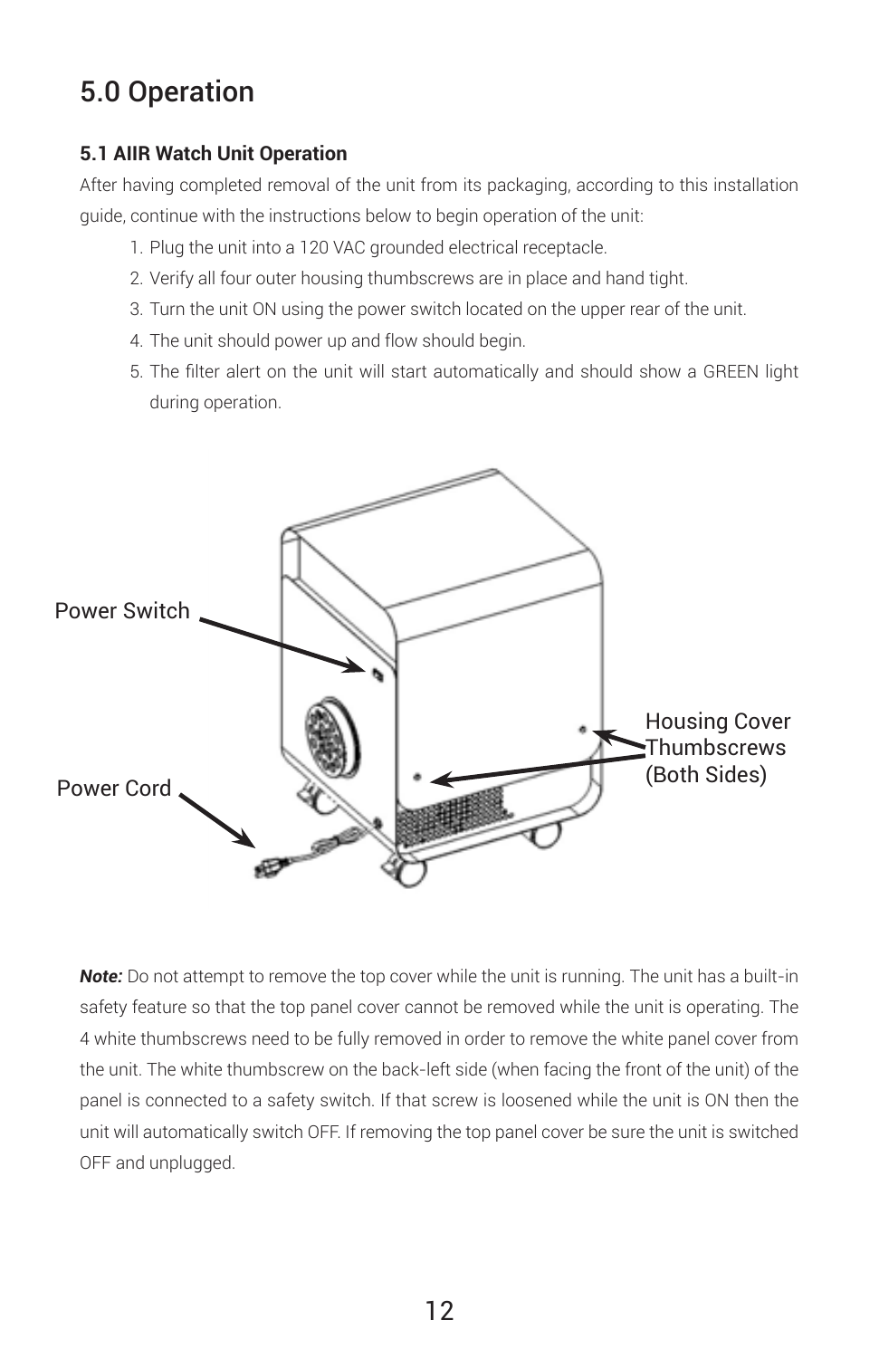# 5.0 Operation

### 5.1 AIIR Watch Unit Operation

After having completed removal of the unit from its packaging, according to this installation guide, continue with the instructions below to begin operation of the unit:

1. Plug the unit into a 120 VAC grounded electrical receptacle.
2. Verify all four outer housing thumbscrews are in place and hand tight.
3. Turn the unit ON using the power switch located on the upper rear of the unit.
4. The unit should power up and flow should begin.
5. The filter alert on the unit will start automatically and should show a GREEN light during operation.

Power Switch

Power Cord

Housing Cover Thumbscrews (Both Sides)

***Note:*** Do not attempt to remove the top cover while the unit is running. The unit has a built-in safety feature so that the top panel cover cannot be removed while the unit is operating. The 4 white thumbscrews need to be fully removed in order to remove the white panel cover from the unit. The white thumbscrew on the back-left side (when facing the front of the unit) of the panel is connected to a safety switch. If that screw is loosened while the unit is ON then the unit will automatically switch OFF. If removing the top panel cover be sure the unit is switched OFF and unplugged.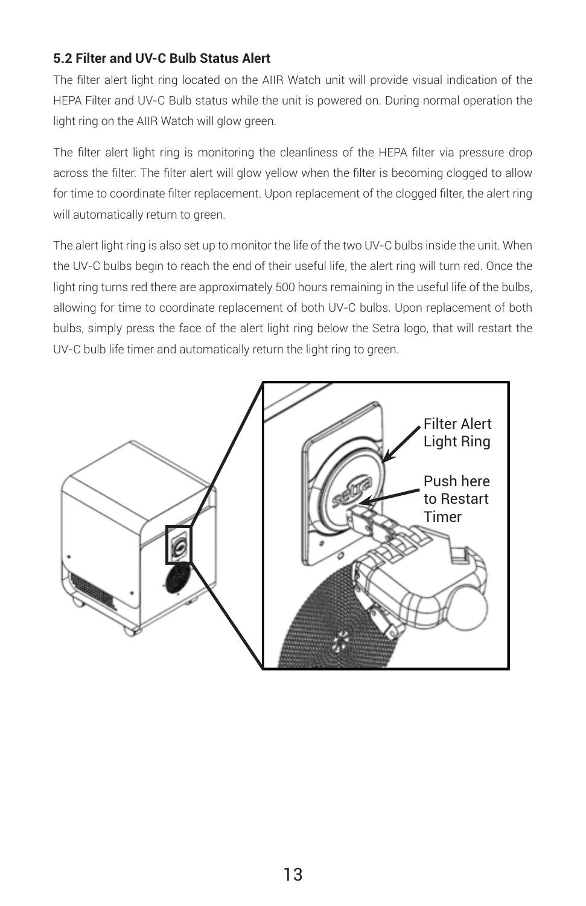### 5.2 Filter and UV-C Bulb Status Alert

The filter alert light ring located on the AIIR Watch unit will provide visual indication of the HEPA Filter and UV-C Bulb status while the unit is powered on. During normal operation the light ring on the AIIR Watch will glow green.

The filter alert light ring is monitoring the cleanliness of the HEPA filter via pressure drop across the filter. The filter alert will glow yellow when the filter is becoming clogged to allow for time to coordinate filter replacement. Upon replacement of the clogged filter, the alert ring will automatically return to green.

The alert light ring is also set up to monitor the life of the two UV-C bulbs inside the unit. When the UV-C bulbs begin to reach the end of their useful life, the alert ring will turn red. Once the light ring turns red there are approximately 500 hours remaining in the useful life of the bulbs, allowing for time to coordinate replacement of both UV-C bulbs. Upon replacement of both bulbs, simply press the face of the alert light ring below the Setra logo, that will restart the UV-C bulb life timer and automatically return the light ring to green.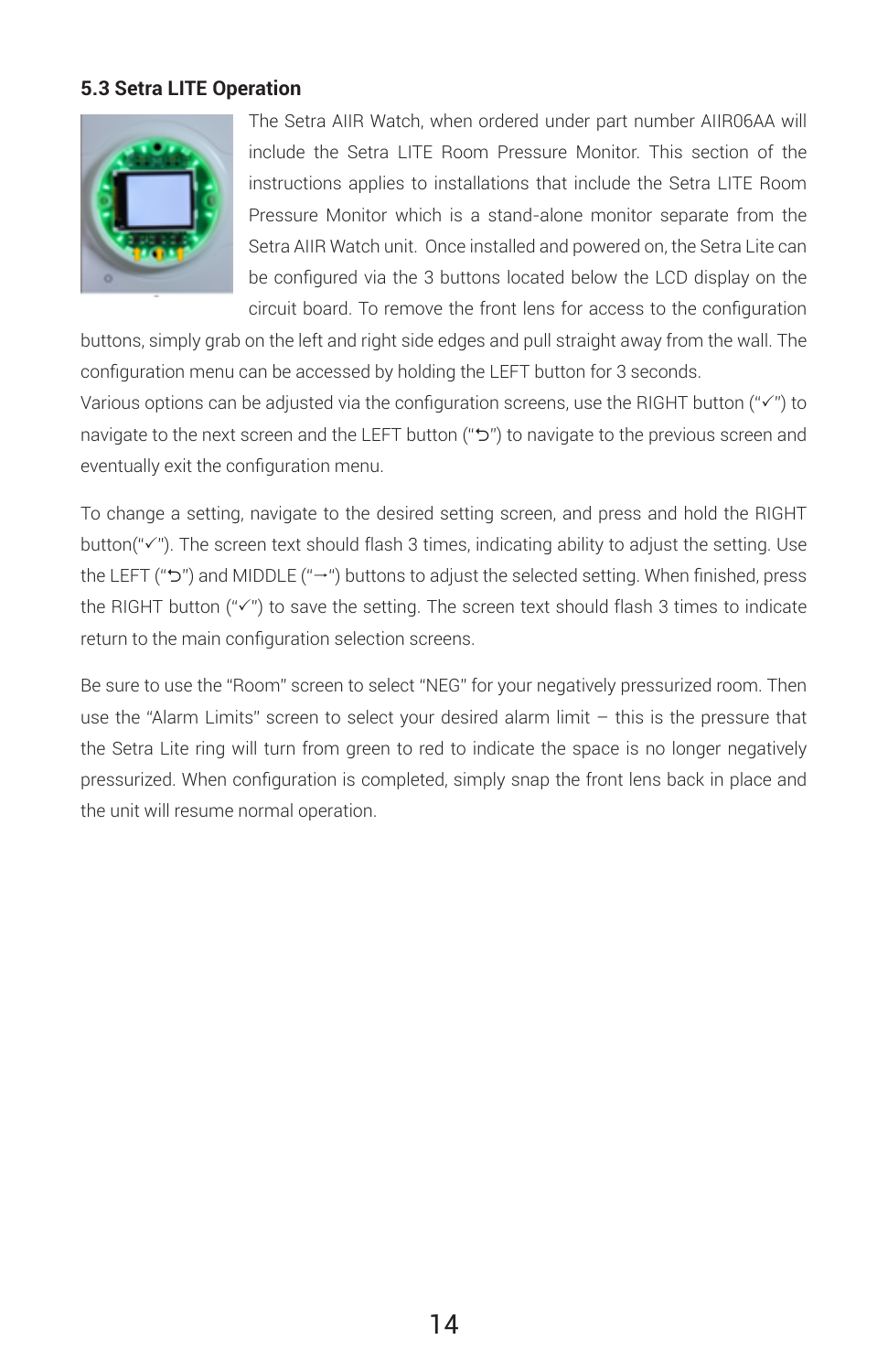### 5.3 Setra LITE Operation

The Setra AIIR Watch, when ordered under part number AIIR06AA will include the Setra LITE Room Pressure Monitor. This section of the instructions applies to installations that include the Setra LITE Room Pressure Monitor which is a stand-alone monitor separate from the Setra AIIR Watch unit. Once installed and powered on, the Setra Lite can be configured via the 3 buttons located below the LCD display on the circuit board. To remove the front lens for access to the configuration buttons, simply grab on the left and right side edges and pull straight away from the wall. The configuration menu can be accessed by holding the LEFT button for 3 seconds.

Various options can be adjusted via the configuration screens, use the RIGHT button ("✓") to navigate to the next screen and the LEFT button ("⮌") to navigate to the previous screen and eventually exit the configuration menu.

To change a setting, navigate to the desired setting screen, and press and hold the RIGHT button("✓"). The screen text should flash 3 times, indicating ability to adjust the setting. Use the LEFT ("⮌") and MIDDLE ("→") buttons to adjust the selected setting. When finished, press the RIGHT button ("✓") to save the setting. The screen text should flash 3 times to indicate return to the main configuration selection screens.

Be sure to use the "Room" screen to select "NEG" for your negatively pressurized room. Then use the "Alarm Limits" screen to select your desired alarm limit – this is the pressure that the Setra Lite ring will turn from green to red to indicate the space is no longer negatively pressurized. When configuration is completed, simply snap the front lens back in place and the unit will resume normal operation.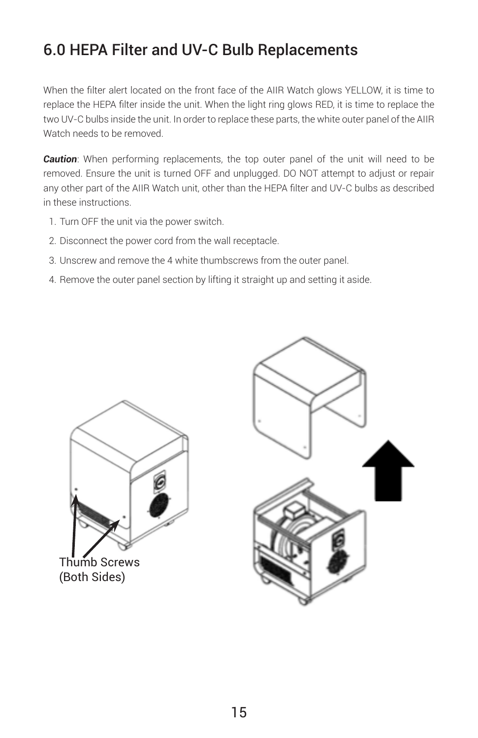# 6.0 HEPA Filter and UV-C Bulb Replacements

When the filter alert located on the front face of the AIIR Watch glows YELLOW, it is time to replace the HEPA filter inside the unit. When the light ring glows RED, it is time to replace the two UV-C bulbs inside the unit. In order to replace these parts, the white outer panel of the AIIR Watch needs to be removed.

***Caution***: When performing replacements, the top outer panel of the unit will need to be removed. Ensure the unit is turned OFF and unplugged. DO NOT attempt to adjust or repair any other part of the AIIR Watch unit, other than the HEPA filter and UV-C bulbs as described in these instructions.

1. Turn OFF the unit via the power switch.
2. Disconnect the power cord from the wall receptacle.
3. Unscrew and remove the 4 white thumbscrews from the outer panel.
4. Remove the outer panel section by lifting it straight up and setting it aside.

Thumb Screws (Both Sides)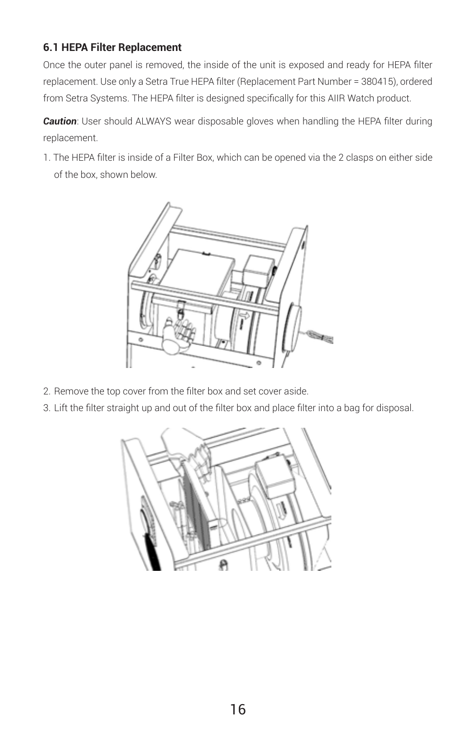### 6.1 HEPA Filter Replacement

Once the outer panel is removed, the inside of the unit is exposed and ready for HEPA filter replacement. Use only a Setra True HEPA filter (Replacement Part Number = 380415), ordered from Setra Systems. The HEPA filter is designed specifically for this AIIR Watch product.

***Caution***: User should ALWAYS wear disposable gloves when handling the HEPA filter during replacement.

1. The HEPA filter is inside of a Filter Box, which can be opened via the 2 clasps on either side of the box, shown below.

2. Remove the top cover from the filter box and set cover aside.
3. Lift the filter straight up and out of the filter box and place filter into a bag for disposal.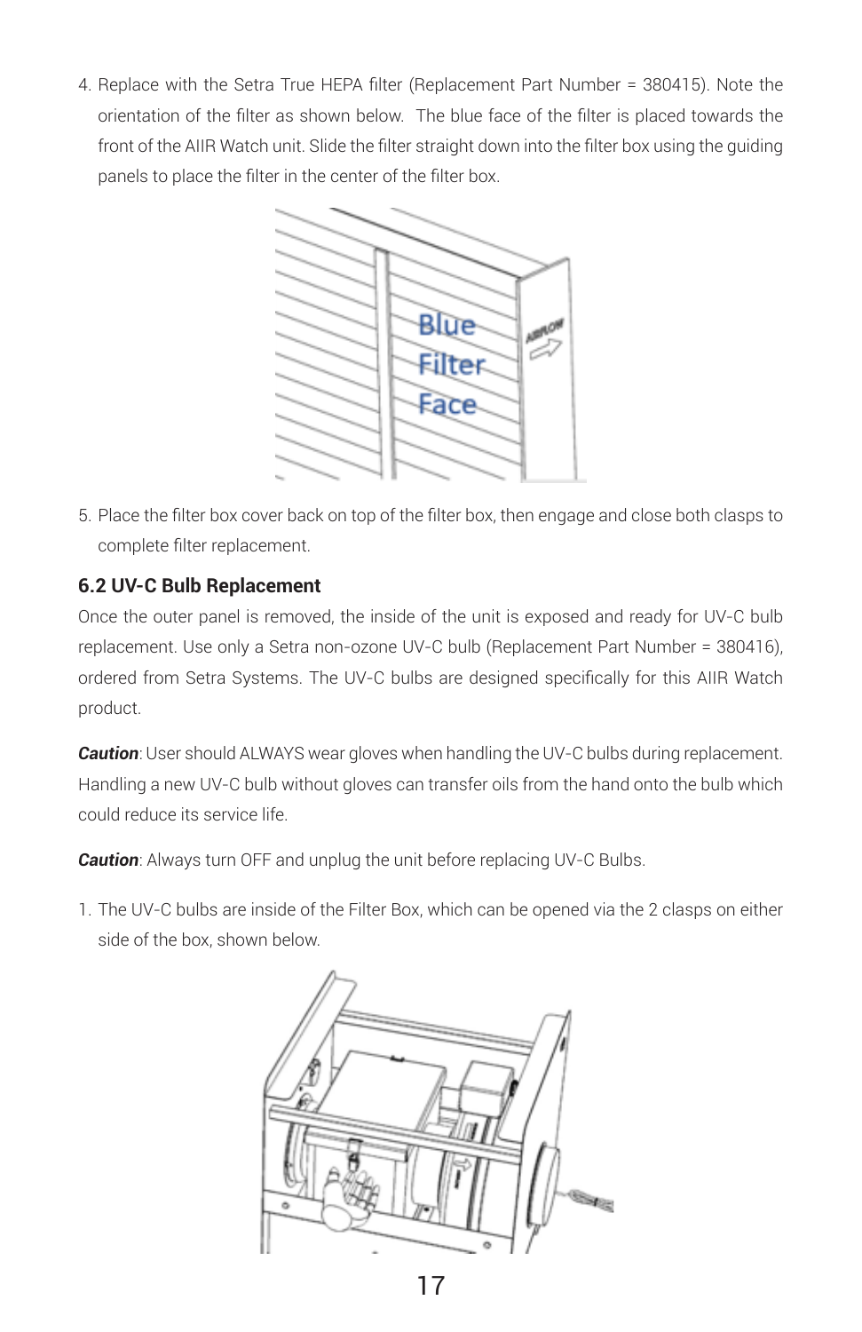4. Replace with the Setra True HEPA filter (Replacement Part Number = 380415). Note the orientation of the filter as shown below. The blue face of the filter is placed towards the front of the AIIR Watch unit. Slide the filter straight down into the filter box using the guiding panels to place the filter in the center of the filter box.

5. Place the filter box cover back on top of the filter box, then engage and close both clasps to complete filter replacement.

### 6.2 UV-C Bulb Replacement

Once the outer panel is removed, the inside of the unit is exposed and ready for UV-C bulb replacement. Use only a Setra non-ozone UV-C bulb (Replacement Part Number = 380416), ordered from Setra Systems. The UV-C bulbs are designed specifically for this AIIR Watch product.

***Caution***: User should ALWAYS wear gloves when handling the UV-C bulbs during replacement. Handling a new UV-C bulb without gloves can transfer oils from the hand onto the bulb which could reduce its service life.

***Caution***: Always turn OFF and unplug the unit before replacing UV-C Bulbs.

1. The UV-C bulbs are inside of the Filter Box, which can be opened via the 2 clasps on either side of the box, shown below.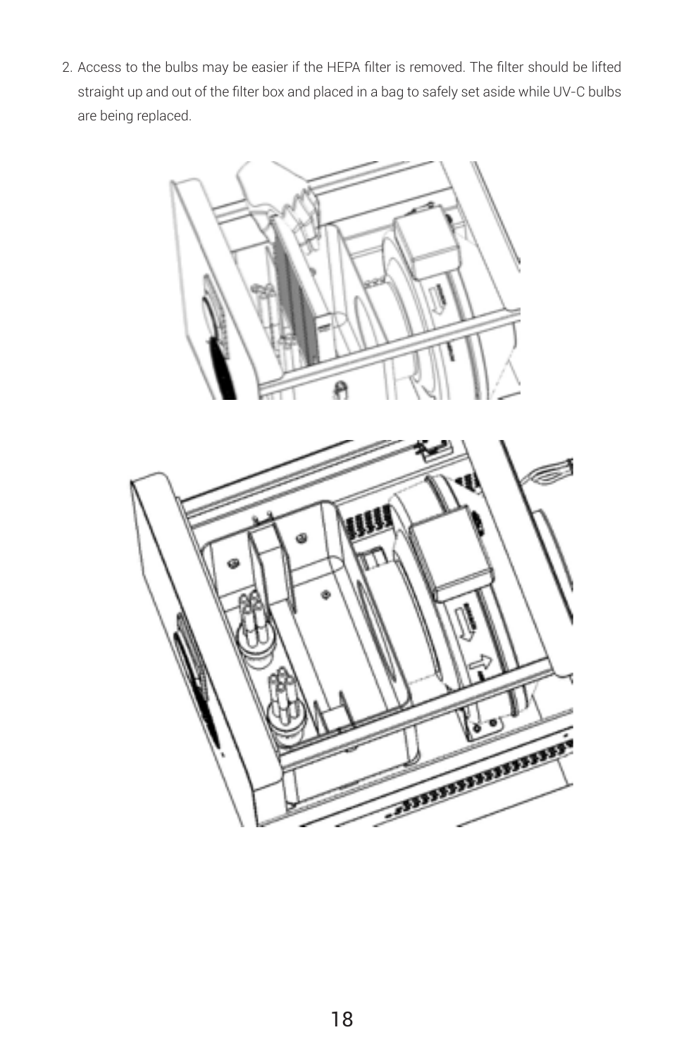2. Access to the bulbs may be easier if the HEPA filter is removed. The filter should be lifted straight up and out of the filter box and placed in a bag to safely set aside while UV-C bulbs are being replaced.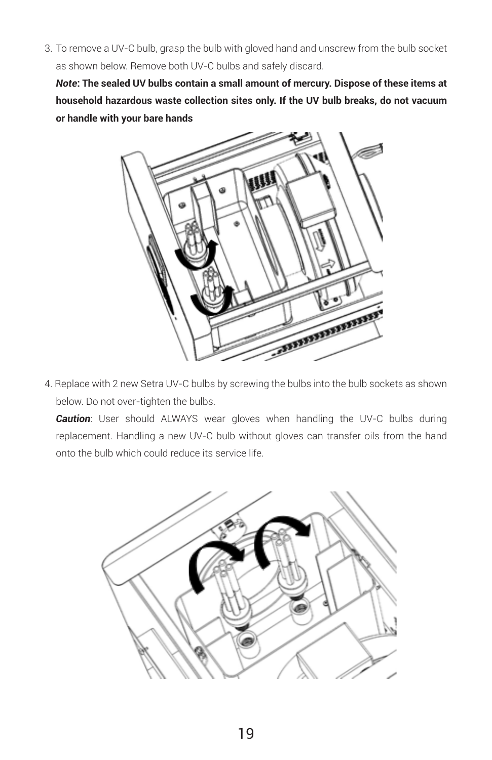3. To remove a UV-C bulb, grasp the bulb with gloved hand and unscrew from the bulb socket as shown below. Remove both UV-C bulbs and safely discard.

   ***Note*: The sealed UV bulbs contain a small amount of mercury. Dispose of these items at household hazardous waste collection sites only. If the UV bulb breaks, do not vacuum or handle with your bare hands**

4. Replace with 2 new Setra UV-C bulbs by screwing the bulbs into the bulb sockets as shown below. Do not over-tighten the bulbs.

   ***Caution***: User should ALWAYS wear gloves when handling the UV-C bulbs during replacement. Handling a new UV-C bulb without gloves can transfer oils from the hand onto the bulb which could reduce its service life.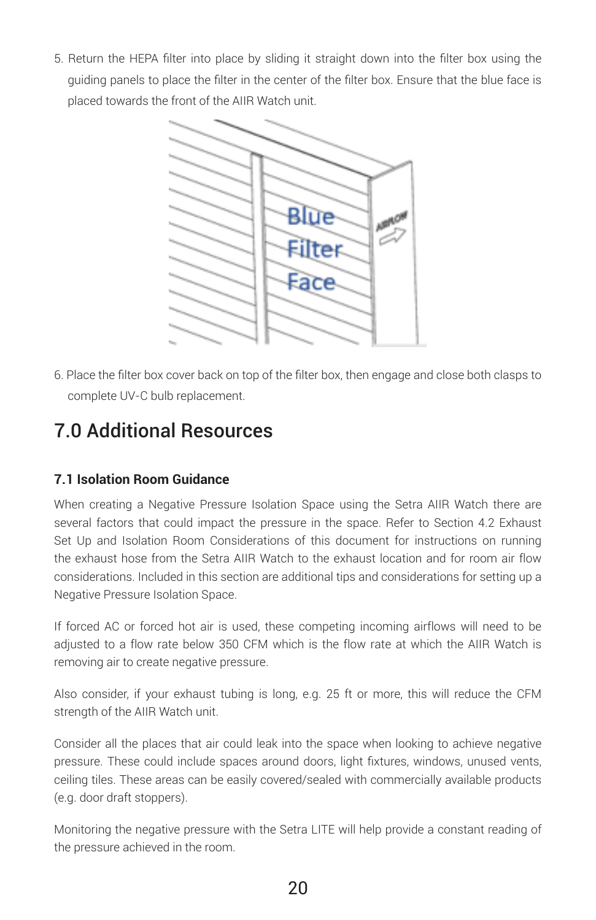5. Return the HEPA filter into place by sliding it straight down into the filter box using the guiding panels to place the filter in the center of the filter box. Ensure that the blue face is placed towards the front of the AIIR Watch unit.

6. Place the filter box cover back on top of the filter box, then engage and close both clasps to complete UV-C bulb replacement.

# 7.0 Additional Resources

## 7.1 Isolation Room Guidance

When creating a Negative Pressure Isolation Space using the Setra AIIR Watch there are several factors that could impact the pressure in the space. Refer to Section 4.2 Exhaust Set Up and Isolation Room Considerations of this document for instructions on running the exhaust hose from the Setra AIIR Watch to the exhaust location and for room air flow considerations. Included in this section are additional tips and considerations for setting up a Negative Pressure Isolation Space.

If forced AC or forced hot air is used, these competing incoming airflows will need to be adjusted to a flow rate below 350 CFM which is the flow rate at which the AIIR Watch is removing air to create negative pressure.

Also consider, if your exhaust tubing is long, e.g. 25 ft or more, this will reduce the CFM strength of the AIIR Watch unit.

Consider all the places that air could leak into the space when looking to achieve negative pressure. These could include spaces around doors, light fixtures, windows, unused vents, ceiling tiles. These areas can be easily covered/sealed with commercially available products (e.g. door draft stoppers).

Monitoring the negative pressure with the Setra LITE will help provide a constant reading of the pressure achieved in the room.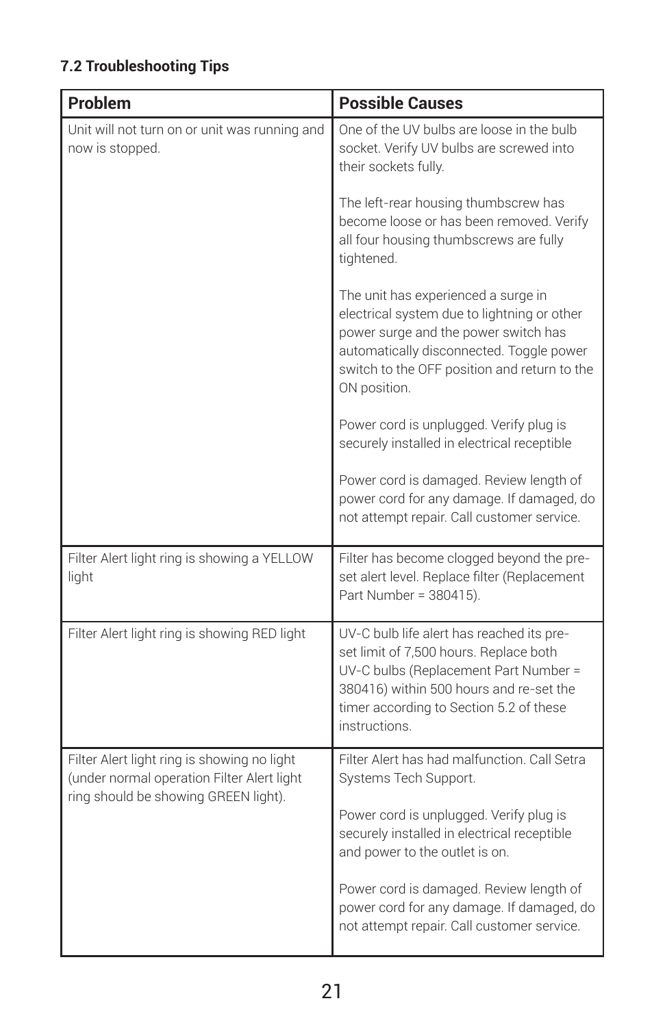### 7.2 Troubleshooting Tips

| Problem | Possible Causes |
|---|---|
| Unit will not turn on or unit was running and now is stopped. | One of the UV bulbs are loose in the bulb socket. Verify UV bulbs are screwed into their sockets fully.<br><br>The left-rear housing thumbscrew has become loose or has been removed. Verify all four housing thumbscrews are fully tightened.<br><br>The unit has experienced a surge in electrical system due to lightning or other power surge and the power switch has automatically disconnected. Toggle power switch to the OFF position and return to the ON position.<br><br>Power cord is unplugged. Verify plug is securely installed in electrical receptible<br><br>Power cord is damaged. Review length of power cord for any damage. If damaged, do not attempt repair. Call customer service. |
| Filter Alert light ring is showing a YELLOW light | Filter has become clogged beyond the pre-set alert level. Replace filter (Replacement Part Number = 380415). |
| Filter Alert light ring is showing RED light | UV-C bulb life alert has reached its pre-set limit of 7,500 hours. Replace both UV-C bulbs (Replacement Part Number = 380416) within 500 hours and re-set the timer according to Section 5.2 of these instructions. |
| Filter Alert light ring is showing no light (under normal operation Filter Alert light ring should be showing GREEN light). | Filter Alert has had malfunction. Call Setra Systems Tech Support.<br><br>Power cord is unplugged. Verify plug is securely installed in electrical receptible and power to the outlet is on.<br><br>Power cord is damaged. Review length of power cord for any damage. If damaged, do not attempt repair. Call customer service. |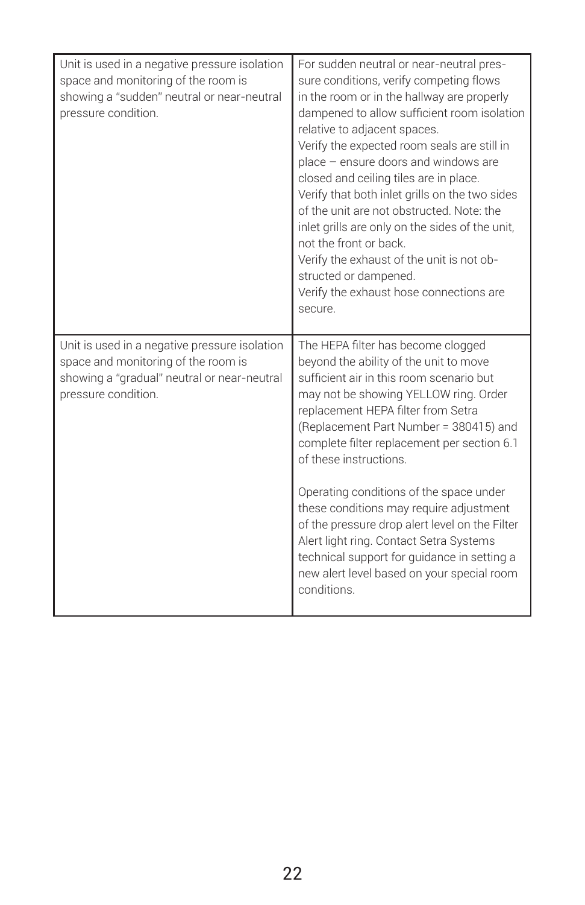| | |
|---|---|
| Unit is used in a negative pressure isolation space and monitoring of the room is showing a "sudden" neutral or near-neutral pressure condition. | For sudden neutral or near-neutral pressure conditions, verify competing flows in the room or in the hallway are properly dampened to allow sufficient room isolation relative to adjacent spaces.<br>Verify the expected room seals are still in place – ensure doors and windows are closed and ceiling tiles are in place.<br>Verify that both inlet grills on the two sides of the unit are not obstructed. Note: the inlet grills are only on the sides of the unit, not the front or back.<br>Verify the exhaust of the unit is not obstructed or dampened.<br>Verify the exhaust hose connections are secure. |
| Unit is used in a negative pressure isolation space and monitoring of the room is showing a "gradual" neutral or near-neutral pressure condition. | The HEPA filter has become clogged beyond the ability of the unit to move sufficient air in this room scenario but may not be showing YELLOW ring. Order replacement HEPA filter from Setra (Replacement Part Number = 380415) and complete filter replacement per section 6.1 of these instructions.<br><br>Operating conditions of the space under these conditions may require adjustment of the pressure drop alert level on the Filter Alert light ring. Contact Setra Systems technical support for guidance in setting a new alert level based on your special room conditions. |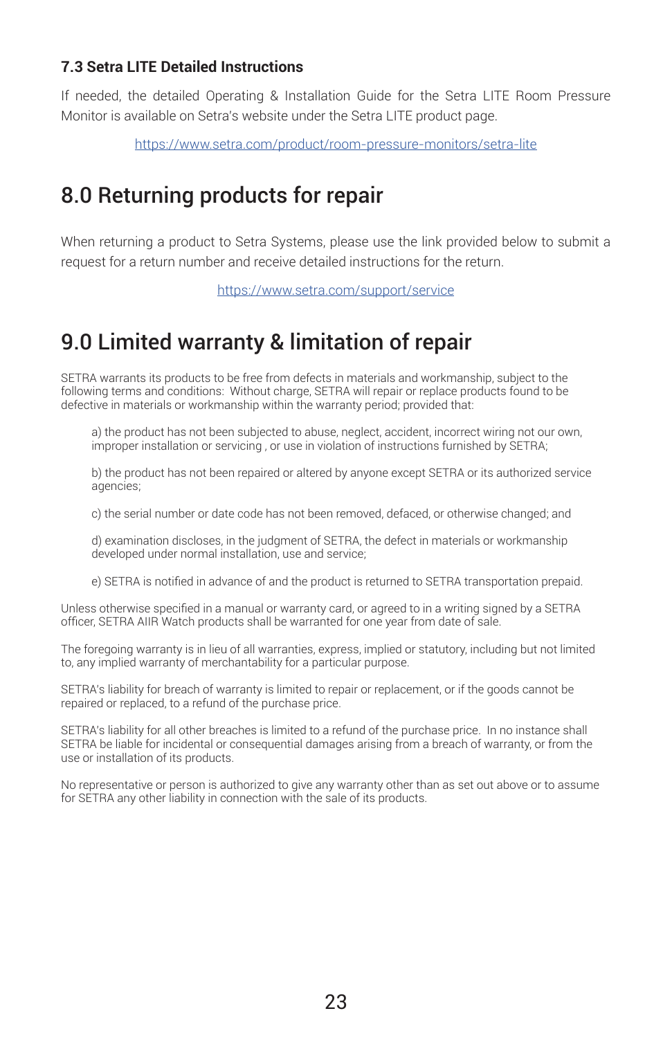### 7.3 Setra LITE Detailed Instructions

If needed, the detailed Operating & Installation Guide for the Setra LITE Room Pressure Monitor is available on Setra's website under the Setra LITE product page.

https://www.setra.com/product/room-pressure-monitors/setra-lite

# 8.0 Returning products for repair

When returning a product to Setra Systems, please use the link provided below to submit a request for a return number and receive detailed instructions for the return.

https://www.setra.com/support/service

# 9.0 Limited warranty & limitation of repair

SETRA warrants its products to be free from defects in materials and workmanship, subject to the following terms and conditions: Without charge, SETRA will repair or replace products found to be defective in materials or workmanship within the warranty period; provided that:

a) the product has not been subjected to abuse, neglect, accident, incorrect wiring not our own, improper installation or servicing , or use in violation of instructions furnished by SETRA;

b) the product has not been repaired or altered by anyone except SETRA or its authorized service agencies;

c) the serial number or date code has not been removed, defaced, or otherwise changed; and

d) examination discloses, in the judgment of SETRA, the defect in materials or workmanship developed under normal installation, use and service;

e) SETRA is notified in advance of and the product is returned to SETRA transportation prepaid.

Unless otherwise specified in a manual or warranty card, or agreed to in a writing signed by a SETRA officer, SETRA AIIR Watch products shall be warranted for one year from date of sale.

The foregoing warranty is in lieu of all warranties, express, implied or statutory, including but not limited to, any implied warranty of merchantability for a particular purpose.

SETRA's liability for breach of warranty is limited to repair or replacement, or if the goods cannot be repaired or replaced, to a refund of the purchase price.

SETRA's liability for all other breaches is limited to a refund of the purchase price. In no instance shall SETRA be liable for incidental or consequential damages arising from a breach of warranty, or from the use or installation of its products.

No representative or person is authorized to give any warranty other than as set out above or to assume for SETRA any other liability in connection with the sale of its products.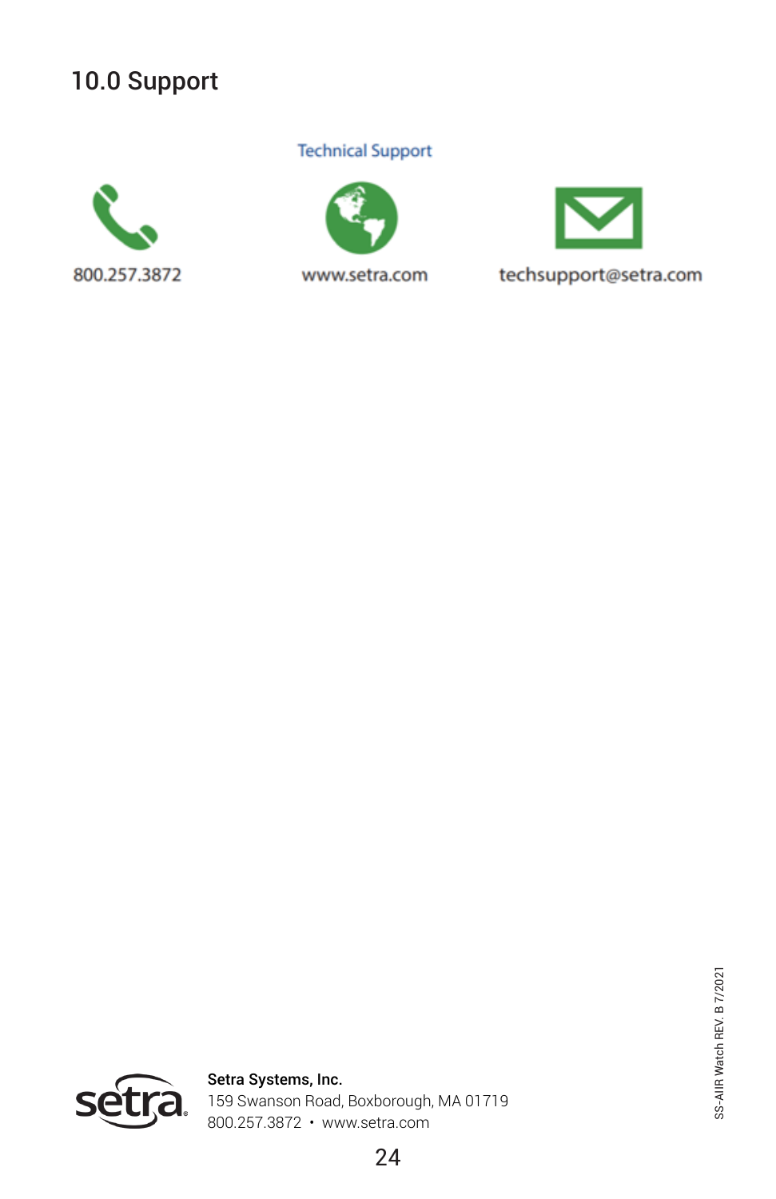## 10.0 Support

Technical Support

800.257.3872

www.setra.com

techsupport@setra.com

**Setra Systems, Inc.**
159 Swanson Road, Boxborough, MA 01719
800.257.3872 • www.setra.com

SS-AIIR Watch REV. B 7/2021